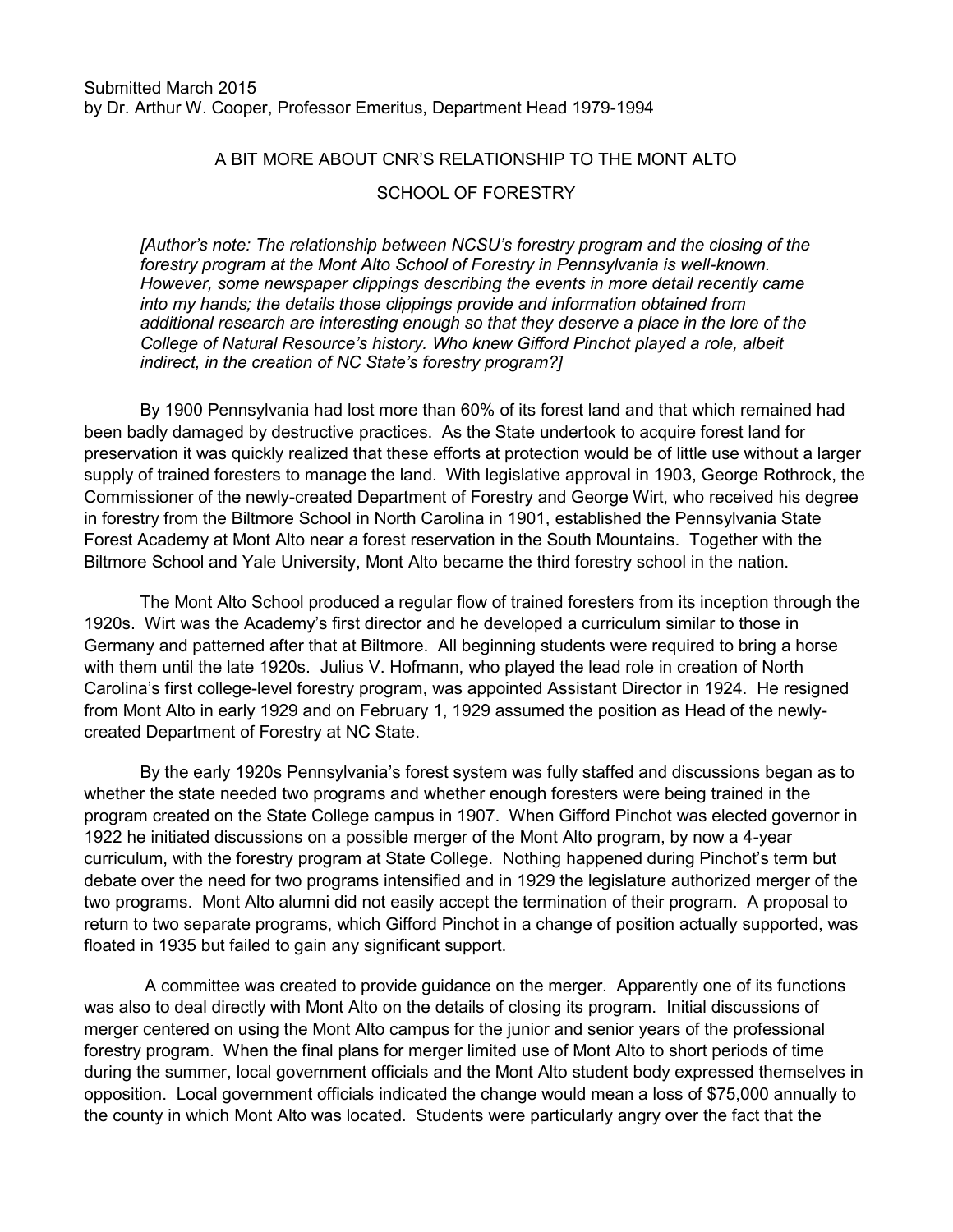Submitted March 2015
by Dr. Arthur W. Cooper, Professor Emeritus, Department Head 1979-1994

# A BIT MORE ABOUT CNR'S RELATIONSHIP TO THE MONT ALTO SCHOOL OF FORESTRY

*[Author's note: The relationship between NCSU's forestry program and the closing of the forestry program at the Mont Alto School of Forestry in Pennsylvania is well-known. However, some newspaper clippings describing the events in more detail recently came into my hands; the details those clippings provide and information obtained from additional research are interesting enough so that they deserve a place in the lore of the College of Natural Resource's history. Who knew Gifford Pinchot played a role, albeit indirect, in the creation of NC State's forestry program?]*

By 1900 Pennsylvania had lost more than 60% of its forest land and that which remained had been badly damaged by destructive practices. As the State undertook to acquire forest land for preservation it was quickly realized that these efforts at protection would be of little use without a larger supply of trained foresters to manage the land. With legislative approval in 1903, George Rothrock, the Commissioner of the newly-created Department of Forestry and George Wirt, who received his degree in forestry from the Biltmore School in North Carolina in 1901, established the Pennsylvania State Forest Academy at Mont Alto near a forest reservation in the South Mountains. Together with the Biltmore School and Yale University, Mont Alto became the third forestry school in the nation.

The Mont Alto School produced a regular flow of trained foresters from its inception through the 1920s. Wirt was the Academy's first director and he developed a curriculum similar to those in Germany and patterned after that at Biltmore. All beginning students were required to bring a horse with them until the late 1920s. Julius V. Hofmann, who played the lead role in creation of North Carolina's first college-level forestry program, was appointed Assistant Director in 1924. He resigned from Mont Alto in early 1929 and on February 1, 1929 assumed the position as Head of the newly-created Department of Forestry at NC State.

By the early 1920s Pennsylvania's forest system was fully staffed and discussions began as to whether the state needed two programs and whether enough foresters were being trained in the program created on the State College campus in 1907. When Gifford Pinchot was elected governor in 1922 he initiated discussions on a possible merger of the Mont Alto program, by now a 4-year curriculum, with the forestry program at State College. Nothing happened during Pinchot's term but debate over the need for two programs intensified and in 1929 the legislature authorized merger of the two programs. Mont Alto alumni did not easily accept the termination of their program. A proposal to return to two separate programs, which Gifford Pinchot in a change of position actually supported, was floated in 1935 but failed to gain any significant support.

A committee was created to provide guidance on the merger. Apparently one of its functions was also to deal directly with Mont Alto on the details of closing its program. Initial discussions of merger centered on using the Mont Alto campus for the junior and senior years of the professional forestry program. When the final plans for merger limited use of Mont Alto to short periods of time during the summer, local government officials and the Mont Alto student body expressed themselves in opposition. Local government officials indicated the change would mean a loss of $75,000 annually to the county in which Mont Alto was located. Students were particularly angry over the fact that the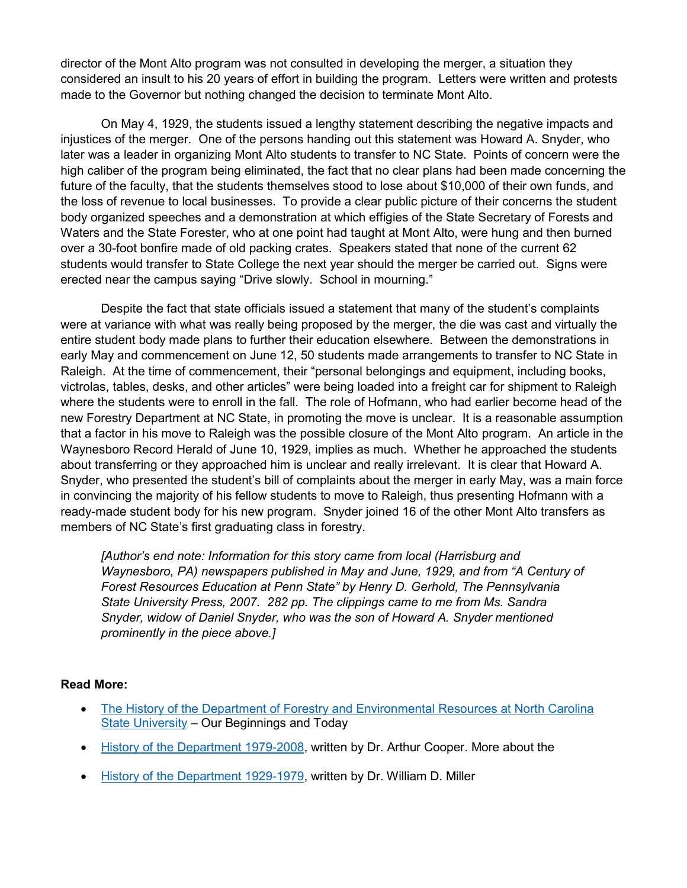director of the Mont Alto program was not consulted in developing the merger, a situation they considered an insult to his 20 years of effort in building the program. Letters were written and protests made to the Governor but nothing changed the decision to terminate Mont Alto.

On May 4, 1929, the students issued a lengthy statement describing the negative impacts and injustices of the merger. One of the persons handing out this statement was Howard A. Snyder, who later was a leader in organizing Mont Alto students to transfer to NC State. Points of concern were the high caliber of the program being eliminated, the fact that no clear plans had been made concerning the future of the faculty, that the students themselves stood to lose about $10,000 of their own funds, and the loss of revenue to local businesses. To provide a clear public picture of their concerns the student body organized speeches and a demonstration at which effigies of the State Secretary of Forests and Waters and the State Forester, who at one point had taught at Mont Alto, were hung and then burned over a 30-foot bonfire made of old packing crates. Speakers stated that none of the current 62 students would transfer to State College the next year should the merger be carried out. Signs were erected near the campus saying "Drive slowly. School in mourning."

Despite the fact that state officials issued a statement that many of the student's complaints were at variance with what was really being proposed by the merger, the die was cast and virtually the entire student body made plans to further their education elsewhere. Between the demonstrations in early May and commencement on June 12, 50 students made arrangements to transfer to NC State in Raleigh. At the time of commencement, their "personal belongings and equipment, including books, victrolas, tables, desks, and other articles" were being loaded into a freight car for shipment to Raleigh where the students were to enroll in the fall. The role of Hofmann, who had earlier become head of the new Forestry Department at NC State, in promoting the move is unclear. It is a reasonable assumption that a factor in his move to Raleigh was the possible closure of the Mont Alto program. An article in the Waynesboro Record Herald of June 10, 1929, implies as much. Whether he approached the students about transferring or they approached him is unclear and really irrelevant. It is clear that Howard A. Snyder, who presented the student's bill of complaints about the merger in early May, was a main force in convincing the majority of his fellow students to move to Raleigh, thus presenting Hofmann with a ready-made student body for his new program. Snyder joined 16 of the other Mont Alto transfers as members of NC State's first graduating class in forestry.

*[Author's end note: Information for this story came from local (Harrisburg and Waynesboro, PA) newspapers published in May and June, 1929, and from "A Century of Forest Resources Education at Penn State" by Henry D. Gerhold, The Pennsylvania State University Press, 2007. 282 pp. The clippings came to me from Ms. Sandra Snyder, widow of Daniel Snyder, who was the son of Howard A. Snyder mentioned prominently in the piece above.]*

**Read More:**

- The History of the Department of Forestry and Environmental Resources at North Carolina State University – Our Beginnings and Today
- History of the Department 1979-2008, written by Dr. Arthur Cooper. More about the
- History of the Department 1929-1979, written by Dr. William D. Miller